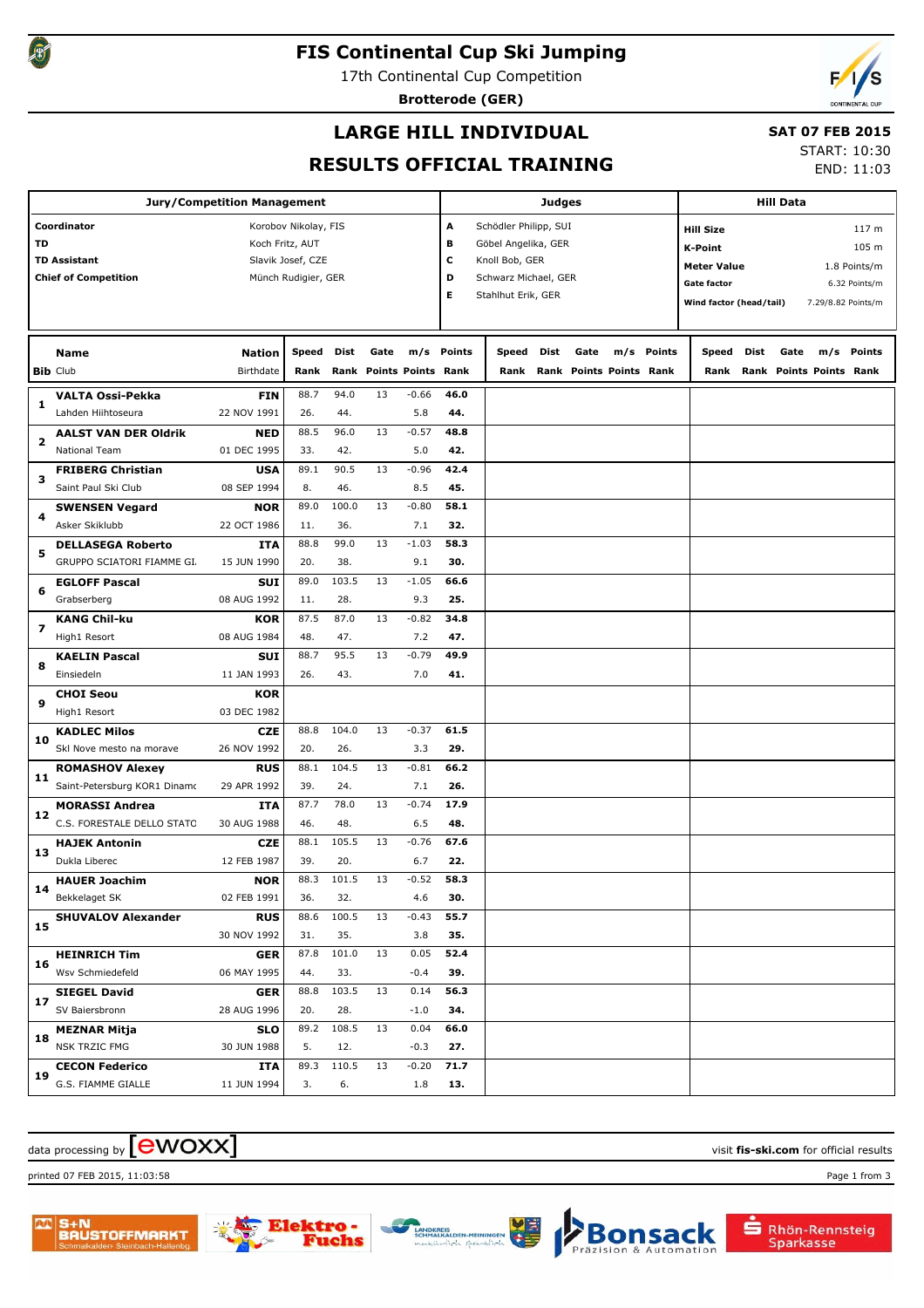# FIS Continental Cup Ski Jumping

17th Continental Cup Competition

**Brotterode (GER)**

## LARGE HILL INDIVIDUAL

## RESULTS OFFICIAL TRAINING

**SAT 07 FEB 2015**

START: 10:30

END: 11:03

| Jury/Competition Management | |
|---|---|
| **Coordinator** | Korobov Nikolay, FIS |
| **TD** | Koch Fritz, AUT |
| **TD Assistant** | Slavik Josef, CZE |
| **Chief of Competition** | Münch Rudigier, GER |

| Judges | |
|---|---|
| A | Schödler Philipp, SUI |
| B | Göbel Angelika, GER |
| C | Knoll Bob, GER |
| D | Schwarz Michael, GER |
| E | Stahlhut Erik, GER |

| Hill Data | |
|---|---|
| **Hill Size** | 117 m |
| **K-Point** | 105 m |
| **Meter Value** | 1.8 Points/m |
| **Gate factor** | 6.32 Points/m |
| **Wind factor (head/tail)** | 7.29/8.82 Points/m |

| Bib | Name / Club | Nation / Birthdate | Speed / Rank | Dist / Rank | Gate / Points | m/s / Points | Points / Rank |
|---|---|---|---|---|---|---|---|
| 1 | **VALTA Ossi-Pekka** / Lahden Hiihtoseura | **FIN** / 22 NOV 1991 | 88.7 / 26. | 94.0 / 44. | 13 | -0.66 / 5.8 | **46.0** / **44.** |
| 2 | **AALST VAN DER Oldrik** / National Team | **NED** / 01 DEC 1995 | 88.5 / 33. | 96.0 / 42. | 13 | -0.57 / 5.0 | **48.8** / **42.** |
| 3 | **FRIBERG Christian** / Saint Paul Ski Club | **USA** / 08 SEP 1994 | 89.1 / 8. | 90.5 / 46. | 13 | -0.96 / 8.5 | **42.4** / **45.** |
| 4 | **SWENSEN Vegard** / Asker Skiklubb | **NOR** / 22 OCT 1986 | 89.0 / 11. | 100.0 / 36. | 13 | -0.80 / 7.1 | **58.1** / **32.** |
| 5 | **DELLASEGA Roberto** / GRUPPO SCIATORI FIAMME GI. | **ITA** / 15 JUN 1990 | 88.8 / 20. | 99.0 / 38. | 13 | -1.03 / 9.1 | **58.3** / **30.** |
| 6 | **EGLOFF Pascal** / Grabserberg | **SUI** / 08 AUG 1992 | 89.0 / 11. | 103.5 / 28. | 13 | -1.05 / 9.3 | **66.6** / **25.** |
| 7 | **KANG Chil-ku** / High1 Resort | **KOR** / 08 AUG 1984 | 87.5 / 48. | 87.0 / 47. | 13 | -0.82 / 7.2 | **34.8** / **47.** |
| 8 | **KAELIN Pascal** / Einsiedeln | **SUI** / 11 JAN 1993 | 88.7 / 26. | 95.5 / 43. | 13 | -0.79 / 7.0 | **49.9** / **41.** |
| 9 | **CHOI Seou** / High1 Resort | **KOR** / 03 DEC 1982 | | | | | |
| 10 | **KADLEC Milos** / Skl Nove mesto na morave | **CZE** / 26 NOV 1992 | 88.8 / 20. | 104.0 / 26. | 13 | -0.37 / 3.3 | **61.5** / **29.** |
| 11 | **ROMASHOV Alexey** / Saint-Petersburg KOR1 Dinamo | **RUS** / 29 APR 1992 | 88.1 / 39. | 104.5 / 24. | 13 | -0.81 / 7.1 | **66.2** / **26.** |
| 12 | **MORASSI Andrea** / C.S. FORESTALE DELLO STATO | **ITA** / 30 AUG 1988 | 87.7 / 46. | 78.0 / 48. | 13 | -0.74 / 6.5 | **17.9** / **48.** |
| 13 | **HAJEK Antonin** / Dukla Liberec | **CZE** / 12 FEB 1987 | 88.1 / 39. | 105.5 / 20. | 13 | -0.76 / 6.7 | **67.6** / **22.** |
| 14 | **HAUER Joachim** / Bekkelaget SK | **NOR** / 02 FEB 1991 | 88.3 / 36. | 101.5 / 32. | 13 | -0.52 / 4.6 | **58.3** / **30.** |
| 15 | **SHUVALOV Alexander** | **RUS** / 30 NOV 1992 | 88.6 / 31. | 100.5 / 35. | 13 | -0.43 / 3.8 | **55.7** / **35.** |
| 16 | **HEINRICH Tim** / Wsv Schmiedefeld | **GER** / 06 MAY 1995 | 87.8 / 44. | 101.0 / 33. | 13 | 0.05 / -0.4 | **52.4** / **39.** |
| 17 | **SIEGEL David** / SV Baiersbronn | **GER** / 28 AUG 1996 | 88.8 / 20. | 103.5 / 28. | 13 | 0.14 / -1.0 | **56.3** / **34.** |
| 18 | **MEZNAR Mitja** / NSK TRZIC FMG | **SLO** / 30 JUN 1988 | 89.2 / 5. | 108.5 / 12. | 13 | 0.04 / -0.3 | **66.0** / **27.** |
| 19 | **CECON Federico** / G.S. FIAMME GIALLE | **ITA** / 11 JUN 1994 | 89.3 / 3. | 110.5 / 6. | 13 | -0.20 / 1.8 | **71.7** / **13.** |

data processing by ewoxx — visit **fis-ski.com** for official results

printed 07 FEB 2015, 11:03:58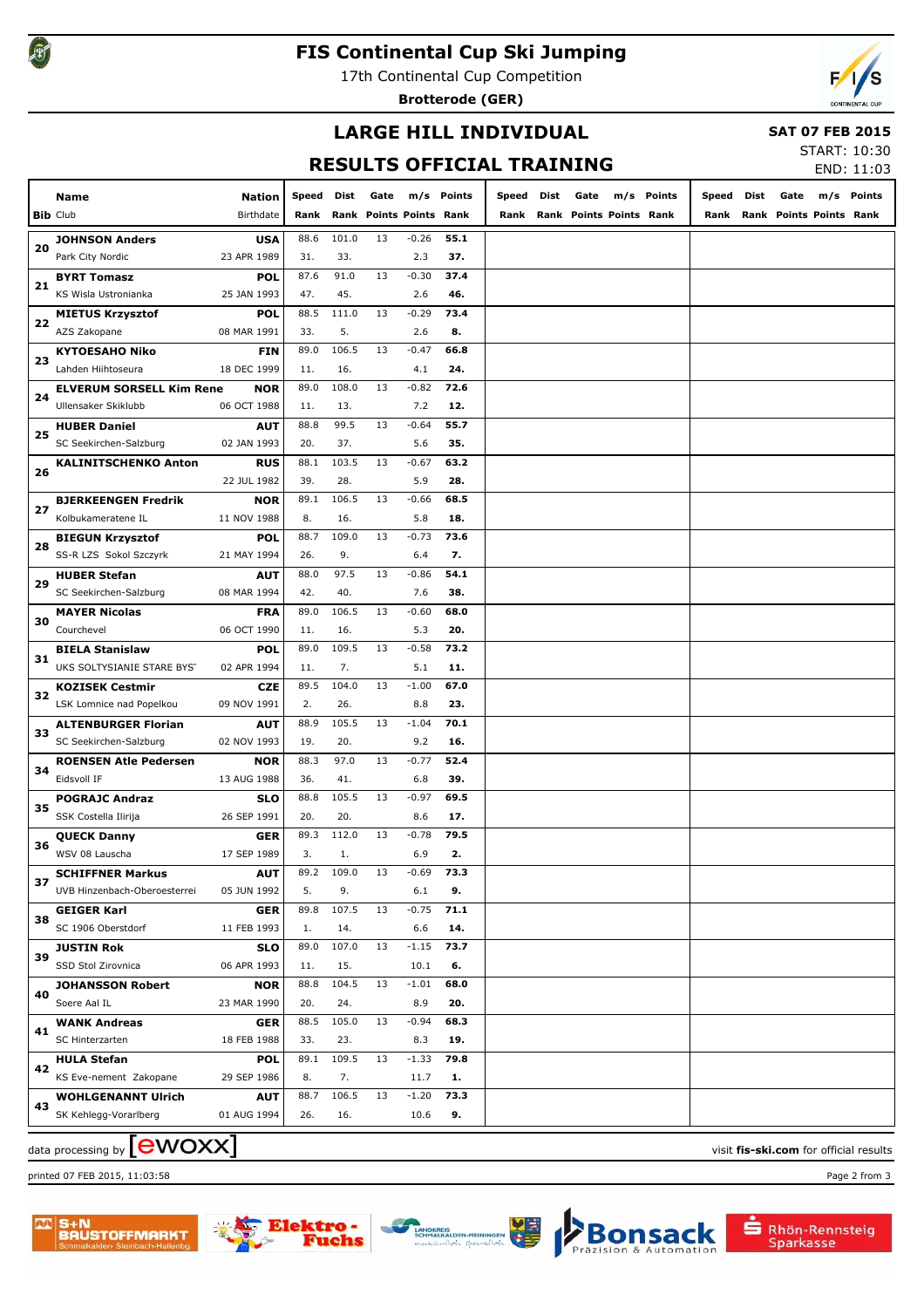# FIS Continental Cup Ski Jumping

17th Continental Cup Competition

**Brotterode (GER)**

## LARGE HILL INDIVIDUAL

## RESULTS OFFICIAL TRAINING

**SAT 07 FEB 2015**

START: 10:30

END: 11:03

| Bib | Name / Club | Nation / Birthdate | Speed / Rank | Dist / Rank | Gate / Points | m/s / Points | Points / Rank | Speed / Rank | Dist / Rank | Gate / Points | m/s / Points | Points / Rank | Speed / Rank | Dist / Rank | Gate / Points | m/s / Points | Points / Rank |
|---|---|---|---|---|---|---|---|---|---|---|---|---|---|---|---|---|---|
| 20 | **JOHNSON Anders** | **USA** | 88.6 | 101.0 | 13 | -0.26 | **55.1** | | | | | | | | | | |
| | Park City Nordic | 23 APR 1989 | 31. | 33. | | 2.3 | **37.** | | | | | | | | | | |
| 21 | **BYRT Tomasz** | **POL** | 87.6 | 91.0 | 13 | -0.30 | **37.4** | | | | | | | | | | |
| | KS Wisla Ustronianka | 25 JAN 1993 | 47. | 45. | | 2.6 | **46.** | | | | | | | | | | |
| 22 | **MIETUS Krzysztof** | **POL** | 88.5 | 111.0 | 13 | -0.29 | **73.4** | | | | | | | | | | |
| | AZS Zakopane | 08 MAR 1991 | 33. | 5. | | 2.6 | **8.** | | | | | | | | | | |
| 23 | **KYTOESAHO Niko** | **FIN** | 89.0 | 106.5 | 13 | -0.47 | **66.8** | | | | | | | | | | |
| | Lahden Hiihtoseura | 18 DEC 1999 | 11. | 16. | | 4.1 | **24.** | | | | | | | | | | |
| 24 | **ELVERUM SORSELL Kim Rene** | **NOR** | 89.0 | 108.0 | 13 | -0.82 | **72.6** | | | | | | | | | | |
| | Ullensaker Skiklubb | 06 OCT 1988 | 11. | 13. | | 7.2 | **12.** | | | | | | | | | | |
| 25 | **HUBER Daniel** | **AUT** | 88.8 | 99.5 | 13 | -0.64 | **55.7** | | | | | | | | | | |
| | SC Seekirchen-Salzburg | 02 JAN 1993 | 20. | 37. | | 5.6 | **35.** | | | | | | | | | | |
| 26 | **KALINITSCHENKO Anton** | **RUS** | 88.1 | 103.5 | 13 | -0.67 | **63.2** | | | | | | | | | | |
| | | 22 JUL 1982 | 39. | 28. | | 5.9 | **28.** | | | | | | | | | | |
| 27 | **BJERKEENGEN Fredrik** | **NOR** | 89.1 | 106.5 | 13 | -0.66 | **68.5** | | | | | | | | | | |
| | Kolbukameratene IL | 11 NOV 1988 | 8. | 16. | | 5.8 | **18.** | | | | | | | | | | |
| 28 | **BIEGUN Krzysztof** | **POL** | 88.7 | 109.0 | 13 | -0.73 | **73.6** | | | | | | | | | | |
| | SS-R LZS Sokol Szczyrk | 21 MAY 1994 | 26. | 9. | | 6.4 | **7.** | | | | | | | | | | |
| 29 | **HUBER Stefan** | **AUT** | 88.0 | 97.5 | 13 | -0.86 | **54.1** | | | | | | | | | | |
| | SC Seekirchen-Salzburg | 08 MAR 1994 | 42. | 40. | | 7.6 | **38.** | | | | | | | | | | |
| 30 | **MAYER Nicolas** | **FRA** | 89.0 | 106.5 | 13 | -0.60 | **68.0** | | | | | | | | | | |
| | Courchevel | 06 OCT 1990 | 11. | 16. | | 5.3 | **20.** | | | | | | | | | | |
| 31 | **BIELA Stanislaw** | **POL** | 89.0 | 109.5 | 13 | -0.58 | **73.2** | | | | | | | | | | |
| | UKS SOLTYSIANIE STARE BYST | 02 APR 1994 | 11. | 7. | | 5.1 | **11.** | | | | | | | | | | |
| 32 | **KOZISEK Cestmir** | **CZE** | 89.5 | 104.0 | 13 | -1.00 | **67.0** | | | | | | | | | | |
| | LSK Lomnice nad Popelkou | 09 NOV 1991 | 2. | 26. | | 8.8 | **23.** | | | | | | | | | | |
| 33 | **ALTENBURGER Florian** | **AUT** | 88.9 | 105.5 | 13 | -1.04 | **70.1** | | | | | | | | | | |
| | SC Seekirchen-Salzburg | 02 NOV 1993 | 19. | 20. | | 9.2 | **16.** | | | | | | | | | | |
| 34 | **ROENSEN Atle Pedersen** | **NOR** | 88.3 | 97.0 | 13 | -0.77 | **52.4** | | | | | | | | | | |
| | Eidsvoll IF | 13 AUG 1988 | 36. | 41. | | 6.8 | **39.** | | | | | | | | | | |
| 35 | **POGRAJC Andraz** | **SLO** | 88.8 | 105.5 | 13 | -0.97 | **69.5** | | | | | | | | | | |
| | SSK Costella Ilirija | 26 SEP 1991 | 20. | 20. | | 8.6 | **17.** | | | | | | | | | | |
| 36 | **QUECK Danny** | **GER** | 89.3 | 112.0 | 13 | -0.78 | **79.5** | | | | | | | | | | |
| | WSV 08 Lauscha | 17 SEP 1989 | 3. | 1. | | 6.9 | **2.** | | | | | | | | | | |
| 37 | **SCHIFFNER Markus** | **AUT** | 89.2 | 109.0 | 13 | -0.69 | **73.3** | | | | | | | | | | |
| | UVB Hinzenbach-Oberoesterrei | 05 JUN 1992 | 5. | 9. | | 6.1 | **9.** | | | | | | | | | | |
| 38 | **GEIGER Karl** | **GER** | 89.8 | 107.5 | 13 | -0.75 | **71.1** | | | | | | | | | | |
| | SC 1906 Oberstdorf | 11 FEB 1993 | 1. | 14. | | 6.6 | **14.** | | | | | | | | | | |
| 39 | **JUSTIN Rok** | **SLO** | 89.0 | 107.0 | 13 | -1.15 | **73.7** | | | | | | | | | | |
| | SSD Stol Zirovnica | 06 APR 1993 | 11. | 15. | | 10.1 | **6.** | | | | | | | | | | |
| 40 | **JOHANSSON Robert** | **NOR** | 88.8 | 104.5 | 13 | -1.01 | **68.0** | | | | | | | | | | |
| | Soere Aal IL | 23 MAR 1990 | 20. | 24. | | 8.9 | **20.** | | | | | | | | | | |
| 41 | **WANK Andreas** | **GER** | 88.5 | 105.0 | 13 | -0.94 | **68.3** | | | | | | | | | | |
| | SC Hinterzarten | 18 FEB 1988 | 33. | 23. | | 8.3 | **19.** | | | | | | | | | | |
| 42 | **HULA Stefan** | **POL** | 89.1 | 109.5 | 13 | -1.33 | **79.8** | | | | | | | | | | |
| | KS Eve-nement Zakopane | 29 SEP 1986 | 8. | 7. | | 11.7 | **1.** | | | | | | | | | | |
| 43 | **WOHLGENANNT Ulrich** | **AUT** | 88.7 | 106.5 | 13 | -1.20 | **73.3** | | | | | | | | | | |
| | SK Kehlegg-Vorarlberg | 01 AUG 1994 | 26. | 16. | | 10.6 | **9.** | | | | | | | | | | |

data processing by ewoxx — visit **fis-ski.com** for official results

printed 07 FEB 2015, 11:03:58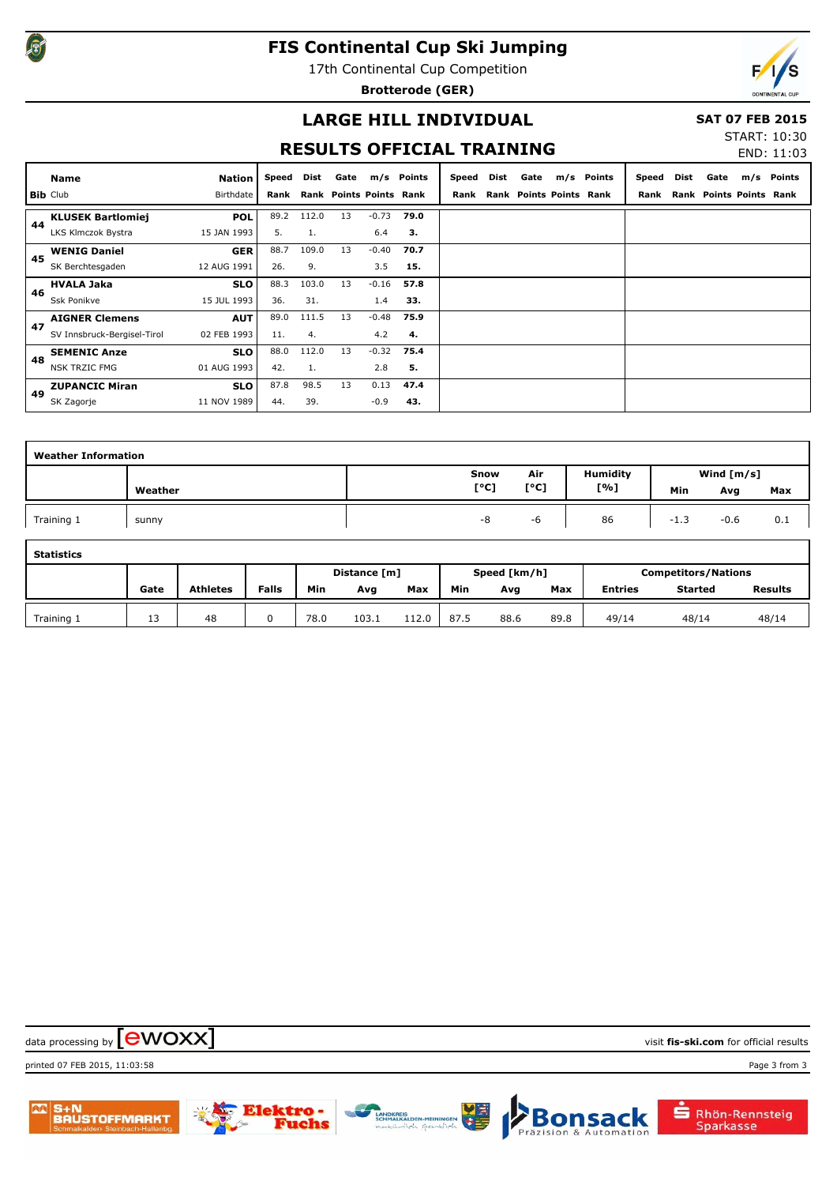# FIS Continental Cup Ski Jumping

17th Continental Cup Competition

**Brotterode (GER)**

## LARGE HILL INDIVIDUAL

## RESULTS OFFICIAL TRAINING

**SAT 07 FEB 2015**

START: 10:30

END: 11:03

| Bib | Name / Club | Nation / Birthdate | Speed / Rank | Dist / Rank | Gate / Points | m/s / Points | Points / Rank | Speed / Rank | Dist / Rank | Gate / Points | m/s / Points | Points / Rank | Speed / Rank | Dist / Rank | Gate / Points | m/s / Points | Points / Rank |
|---|---|---|---|---|---|---|---|---|---|---|---|---|---|---|---|---|---|
| 44 | **KLUSEK Bartlomiej** | **POL** | 89.2 | 112.0 | 13 | -0.73 | **79.0** | | | | | | | | | | |
| | LKS Klmczok Bystra | 15 JAN 1993 | 5. | 1. | | 6.4 | **3.** | | | | | | | | | | |
| 45 | **WENIG Daniel** | **GER** | 88.7 | 109.0 | 13 | -0.40 | **70.7** | | | | | | | | | | |
| | SK Berchtesgaden | 12 AUG 1991 | 26. | 9. | | 3.5 | **15.** | | | | | | | | | | |
| 46 | **HVALA Jaka** | **SLO** | 88.3 | 103.0 | 13 | -0.16 | **57.8** | | | | | | | | | | |
| | Ssk Ponikve | 15 JUL 1993 | 36. | 31. | | 1.4 | **33.** | | | | | | | | | | |
| 47 | **AIGNER Clemens** | **AUT** | 89.0 | 111.5 | 13 | -0.48 | **75.9** | | | | | | | | | | |
| | SV Innsbruck-Bergisel-Tirol | 02 FEB 1993 | 11. | 4. | | 4.2 | **4.** | | | | | | | | | | |
| 48 | **SEMENIC Anze** | **SLO** | 88.0 | 112.0 | 13 | -0.32 | **75.4** | | | | | | | | | | |
| | NSK TRZIC FMG | 01 AUG 1993 | 42. | 1. | | 2.8 | **5.** | | | | | | | | | | |
| 49 | **ZUPANCIC Miran** | **SLO** | 87.8 | 98.5 | 13 | 0.13 | **47.4** | | | | | | | | | | |
| | SK Zagorje | 11 NOV 1989 | 44. | 39. | | -0.9 | **43.** | | | | | | | | | | |

### Weather Information

| | Weather | Snow [°C] | Air [°C] | Humidity [%] | Wind [m/s] Min | Avg | Max |
|---|---|---|---|---|---|---|---|
| Training 1 | sunny | -8 | -6 | 86 | -1.3 | -0.6 | 0.1 |

### Statistics

| | Gate | Athletes | Falls | Distance [m] Min | Avg | Max | Speed [km/h] Min | Avg | Max | Competitors/Nations Entries | Started | Results |
|---|---|---|---|---|---|---|---|---|---|---|---|---|
| Training 1 | 13 | 48 | 0 | 78.0 | 103.1 | 112.0 | 87.5 | 88.6 | 89.8 | 49/14 | 48/14 | 48/14 |

data processing by ewoxx

visit **fis-ski.com** for official results

printed 07 FEB 2015, 11:03:58